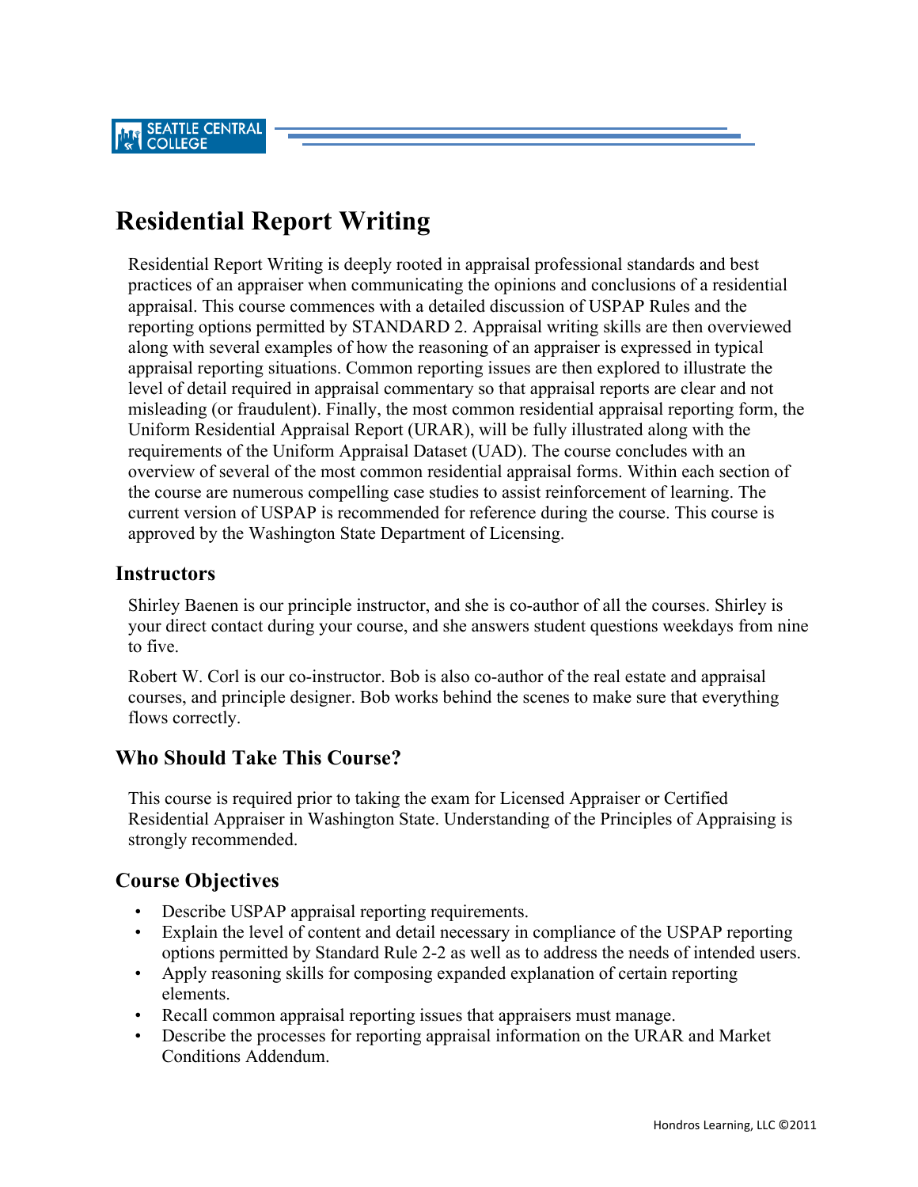# Residential Report Writing

Residential Report Writing is deeply rooted in appraisal professional standards and best practices of an appraiser when communicating the opinions and conclusions of a residential appraisal. This course commences with a detailed discussion of USPAP Rules and the reporting options permitted by STANDARD 2. Appraisal writing skills are then overviewed along with several examples of how the reasoning of an appraiser is expressed in typical appraisal reporting situations. Common reporting issues are then explored to illustrate the level of detail required in appraisal commentary so that appraisal reports are clear and not misleading (or fraudulent). Finally, the most common residential appraisal reporting form, the Uniform Residential Appraisal Report (URAR), will be fully illustrated along with the requirements of the Uniform Appraisal Dataset (UAD). The course concludes with an overview of several of the most common residential appraisal forms. Within each section of the course are numerous compelling case studies to assist reinforcement of learning. The current version of USPAP is recommended for reference during the course. This course is approved by the Washington State Department of Licensing.

## Instructors

Shirley Baenen is our principle instructor, and she is co-author of all the courses. Shirley is your direct contact during your course, and she answers student questions weekdays from nine to five.

Robert W. Corl is our co-instructor. Bob is also co-author of the real estate and appraisal courses, and principle designer. Bob works behind the scenes to make sure that everything flows correctly.

## Who Should Take This Course?

This course is required prior to taking the exam for Licensed Appraiser or Certified Residential Appraiser in Washington State. Understanding of the Principles of Appraising is strongly recommended.

## Course Objectives

- Describe USPAP appraisal reporting requirements.
- Explain the level of content and detail necessary in compliance of the USPAP reporting options permitted by Standard Rule 2-2 as well as to address the needs of intended users.
- Apply reasoning skills for composing expanded explanation of certain reporting elements.
- Recall common appraisal reporting issues that appraisers must manage.
- Describe the processes for reporting appraisal information on the URAR and Market Conditions Addendum.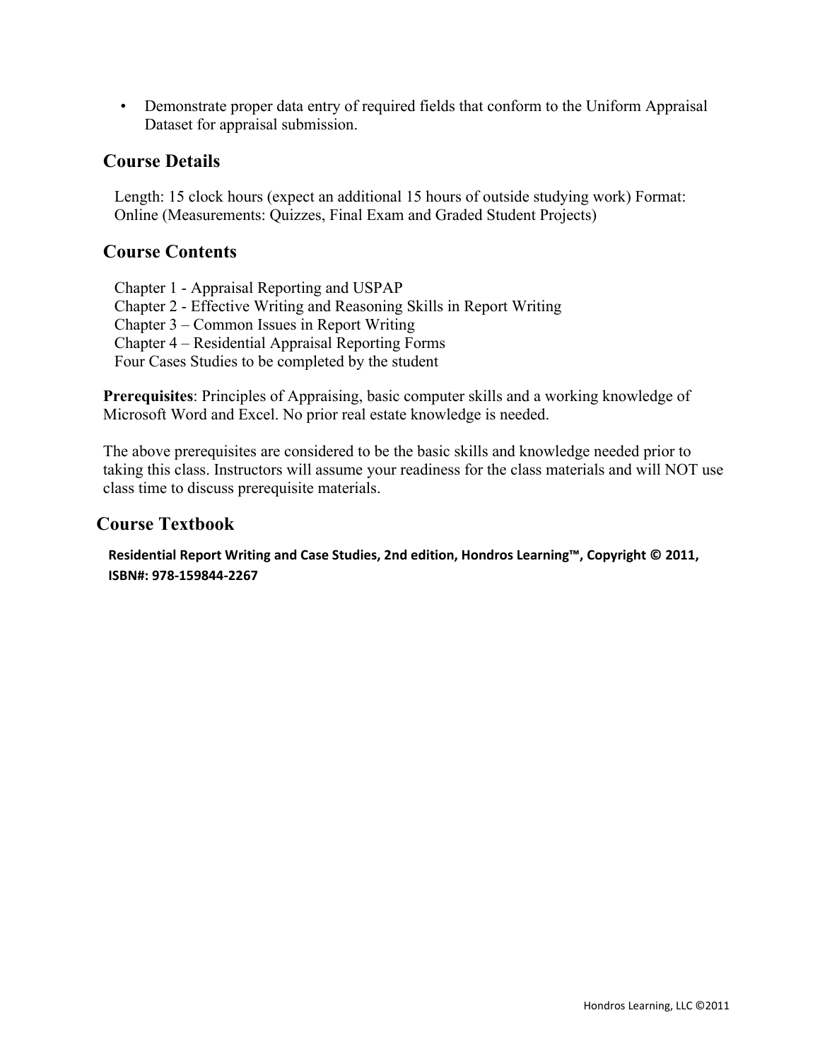- Demonstrate proper data entry of required fields that conform to the Uniform Appraisal Dataset for appraisal submission.

## Course Details

Length: 15 clock hours (expect an additional 15 hours of outside studying work) Format: Online (Measurements: Quizzes, Final Exam and Graded Student Projects)

## Course Contents

Chapter 1 - Appraisal Reporting and USPAP
Chapter 2 - Effective Writing and Reasoning Skills in Report Writing
Chapter 3 – Common Issues in Report Writing
Chapter 4 – Residential Appraisal Reporting Forms
Four Cases Studies to be completed by the student

**Prerequisites**: Principles of Appraising, basic computer skills and a working knowledge of Microsoft Word and Excel. No prior real estate knowledge is needed.

The above prerequisites are considered to be the basic skills and knowledge needed prior to taking this class. Instructors will assume your readiness for the class materials and will NOT use class time to discuss prerequisite materials.

## Course Textbook

**Residential Report Writing and Case Studies, 2nd edition, Hondros Learning™, Copyright © 2011, ISBN#: 978-159844-2267**